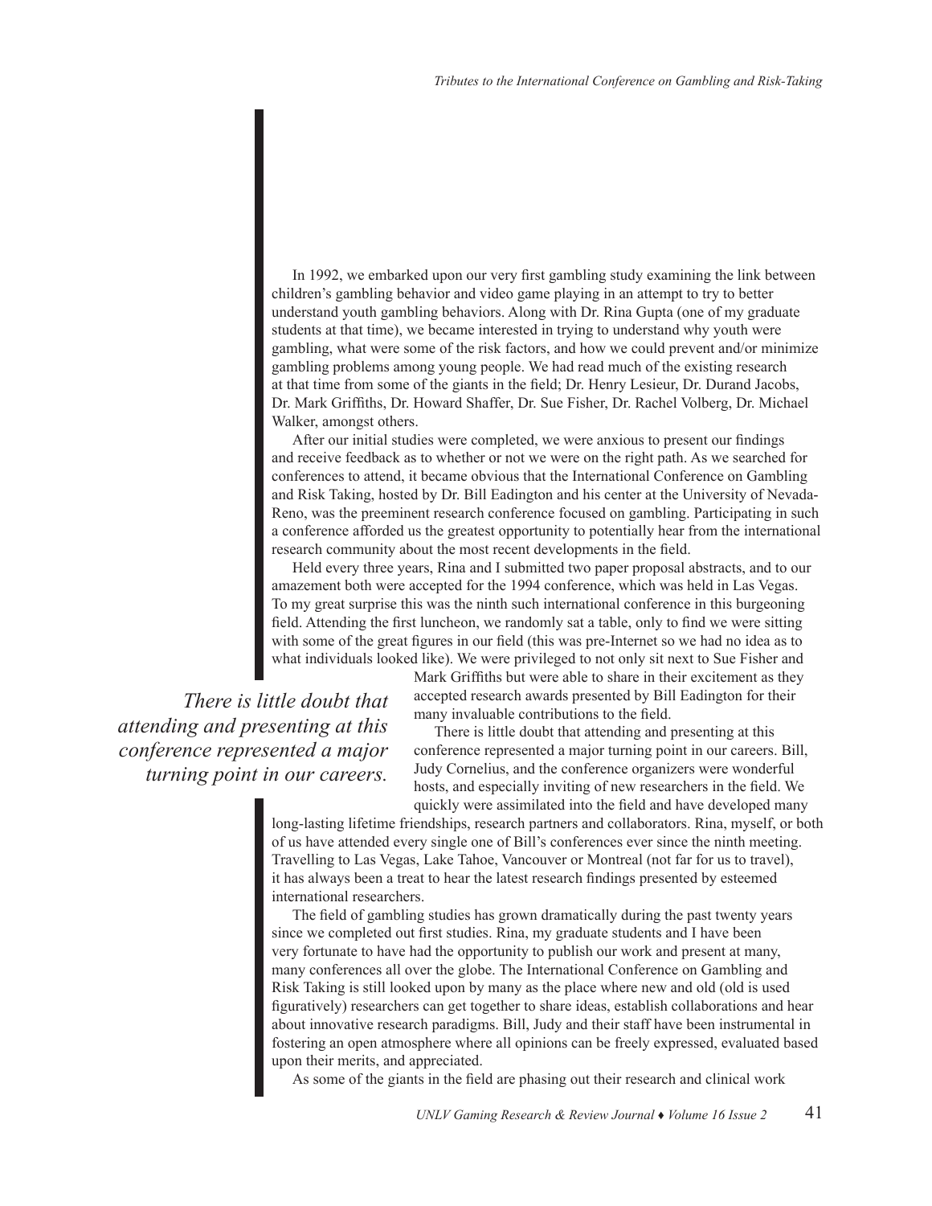In 1992, we embarked upon our very first gambling study examining the link between children's gambling behavior and video game playing in an attempt to try to better understand youth gambling behaviors. Along with Dr. Rina Gupta (one of my graduate students at that time), we became interested in trying to understand why youth were gambling, what were some of the risk factors, and how we could prevent and/or minimize gambling problems among young people. We had read much of the existing research at that time from some of the giants in the field; Dr. Henry Lesieur, Dr. Durand Jacobs, Dr. Mark Griffiths, Dr. Howard Shaffer, Dr. Sue Fisher, Dr. Rachel Volberg, Dr. Michael Walker, amongst others.

After our initial studies were completed, we were anxious to present our findings and receive feedback as to whether or not we were on the right path. As we searched for conferences to attend, it became obvious that the International Conference on Gambling and Risk Taking, hosted by Dr. Bill Eadington and his center at the University of Nevada-Reno, was the preeminent research conference focused on gambling. Participating in such a conference afforded us the greatest opportunity to potentially hear from the international research community about the most recent developments in the field.

Held every three years, Rina and I submitted two paper proposal abstracts, and to our amazement both were accepted for the 1994 conference, which was held in Las Vegas. To my great surprise this was the ninth such international conference in this burgeoning field. Attending the first luncheon, we randomly sat a table, only to find we were sitting with some of the great figures in our field (this was pre-Internet so we had no idea as to what individuals looked like). We were privileged to not only sit next to Sue Fisher and Mark Griffiths but were able to share in their excitement as they accepted research awards presented by Bill Eadington for their many invaluable contributions to the field.

> *There is little doubt that attending and presenting at this conference represented a major turning point in our careers.*

There is little doubt that attending and presenting at this conference represented a major turning point in our careers. Bill, Judy Cornelius, and the conference organizers were wonderful hosts, and especially inviting of new researchers in the field. We quickly were assimilated into the field and have developed many long-lasting lifetime friendships, research partners and collaborators. Rina, myself, or both of us have attended every single one of Bill's conferences ever since the ninth meeting. Travelling to Las Vegas, Lake Tahoe, Vancouver or Montreal (not far for us to travel), it has always been a treat to hear the latest research findings presented by esteemed international researchers.

The field of gambling studies has grown dramatically during the past twenty years since we completed out first studies. Rina, my graduate students and I have been very fortunate to have had the opportunity to publish our work and present at many, many conferences all over the globe. The International Conference on Gambling and Risk Taking is still looked upon by many as the place where new and old (old is used figuratively) researchers can get together to share ideas, establish collaborations and hear about innovative research paradigms. Bill, Judy and their staff have been instrumental in fostering an open atmosphere where all opinions can be freely expressed, evaluated based upon their merits, and appreciated.

As some of the giants in the field are phasing out their research and clinical work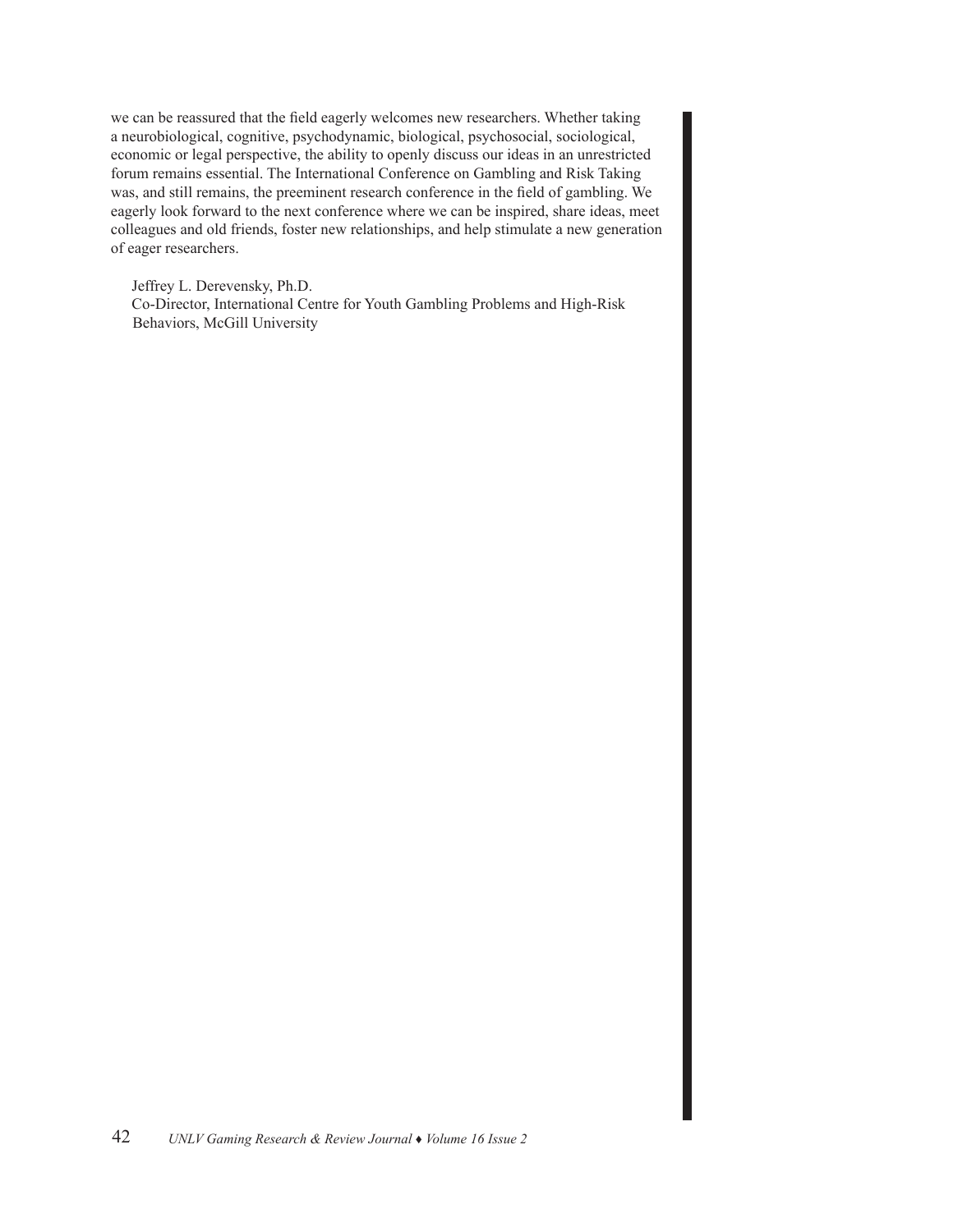we can be reassured that the field eagerly welcomes new researchers. Whether taking a neurobiological, cognitive, psychodynamic, biological, psychosocial, sociological, economic or legal perspective, the ability to openly discuss our ideas in an unrestricted forum remains essential. The International Conference on Gambling and Risk Taking was, and still remains, the preeminent research conference in the field of gambling. We eagerly look forward to the next conference where we can be inspired, share ideas, meet colleagues and old friends, foster new relationships, and help stimulate a new generation of eager researchers.

Jeffrey L. Derevensky, Ph.D.
Co-Director, International Centre for Youth Gambling Problems and High-Risk Behaviors, McGill University